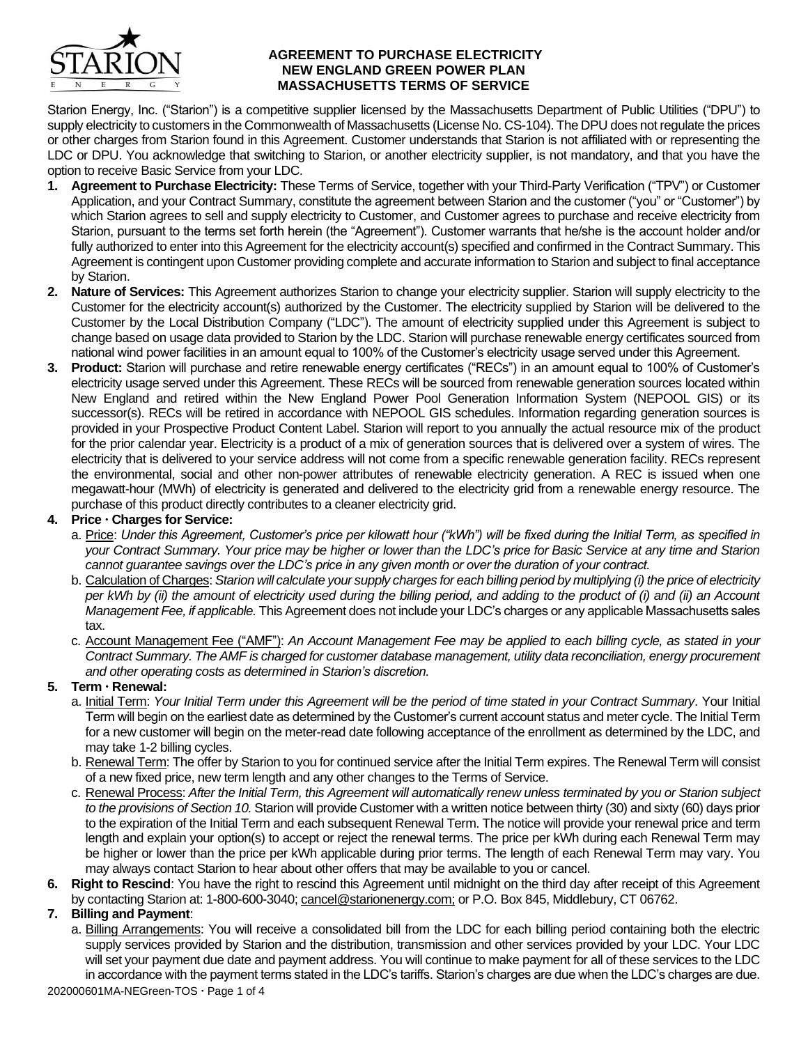# AGREEMENT TO PURCHASE ELECTRICITY
# NEW ENGLAND GREEN POWER PLAN
# MASSACHUSETTS TERMS OF SERVICE

Starion Energy, Inc. ("Starion") is a competitive supplier licensed by the Massachusetts Department of Public Utilities ("DPU") to supply electricity to customers in the Commonwealth of Massachusetts (License No. CS-104). The DPU does not regulate the prices or other charges from Starion found in this Agreement. Customer understands that Starion is not affiliated with or representing the LDC or DPU. You acknowledge that switching to Starion, or another electricity supplier, is not mandatory, and that you have the option to receive Basic Service from your LDC.

1. **Agreement to Purchase Electricity:** These Terms of Service, together with your Third-Party Verification ("TPV") or Customer Application, and your Contract Summary, constitute the agreement between Starion and the customer ("you" or "Customer") by which Starion agrees to sell and supply electricity to Customer, and Customer agrees to purchase and receive electricity from Starion, pursuant to the terms set forth herein (the "Agreement"). Customer warrants that he/she is the account holder and/or fully authorized to enter into this Agreement for the electricity account(s) specified and confirmed in the Contract Summary. This Agreement is contingent upon Customer providing complete and accurate information to Starion and subject to final acceptance by Starion.
2. **Nature of Services:** This Agreement authorizes Starion to change your electricity supplier. Starion will supply electricity to the Customer for the electricity account(s) authorized by the Customer. The electricity supplied by Starion will be delivered to the Customer by the Local Distribution Company ("LDC"). The amount of electricity supplied under this Agreement is subject to change based on usage data provided to Starion by the LDC. Starion will purchase renewable energy certificates sourced from national wind power facilities in an amount equal to 100% of the Customer's electricity usage served under this Agreement.
3. **Product:** Starion will purchase and retire renewable energy certificates ("RECs") in an amount equal to 100% of Customer's electricity usage served under this Agreement. These RECs will be sourced from renewable generation sources located within New England and retired within the New England Power Pool Generation Information System (NEPOOL GIS) or its successor(s). RECs will be retired in accordance with NEPOOL GIS schedules. Information regarding generation sources is provided in your Prospective Product Content Label. Starion will report to you annually the actual resource mix of the product for the prior calendar year. Electricity is a product of a mix of generation sources that is delivered over a system of wires. The electricity that is delivered to your service address will not come from a specific renewable generation facility. RECs represent the environmental, social and other non-power attributes of renewable electricity generation. A REC is issued when one megawatt-hour (MWh) of electricity is generated and delivered to the electricity grid from a renewable energy resource. The purchase of this product directly contributes to a cleaner electricity grid.
4. **Price · Charges for Service:**
   a. Price: *Under this Agreement, Customer's price per kilowatt hour ("kWh") will be fixed during the Initial Term, as specified in your Contract Summary. Your price may be higher or lower than the LDC's price for Basic Service at any time and Starion cannot guarantee savings over the LDC's price in any given month or over the duration of your contract.*
   b. Calculation of Charges: *Starion will calculate your supply charges for each billing period by multiplying (i) the price of electricity per kWh by (ii) the amount of electricity used during the billing period, and adding to the product of (i) and (ii) an Account Management Fee, if applicable.* This Agreement does not include your LDC's charges or any applicable Massachusetts sales tax.
   c. Account Management Fee ("AMF"): *An Account Management Fee may be applied to each billing cycle, as stated in your Contract Summary. The AMF is charged for customer database management, utility data reconciliation, energy procurement and other operating costs as determined in Starion's discretion.*
5. **Term · Renewal:**
   a. Initial Term: *Your Initial Term under this Agreement will be the period of time stated in your Contract Summary*. Your Initial Term will begin on the earliest date as determined by the Customer's current account status and meter cycle. The Initial Term for a new customer will begin on the meter-read date following acceptance of the enrollment as determined by the LDC, and may take 1-2 billing cycles.
   b. Renewal Term: The offer by Starion to you for continued service after the Initial Term expires. The Renewal Term will consist of a new fixed price, new term length and any other changes to the Terms of Service.
   c. Renewal Process: *After the Initial Term, this Agreement will automatically renew unless terminated by you or Starion subject to the provisions of Section 10.* Starion will provide Customer with a written notice between thirty (30) and sixty (60) days prior to the expiration of the Initial Term and each subsequent Renewal Term. The notice will provide your renewal price and term length and explain your option(s) to accept or reject the renewal terms. The price per kWh during each Renewal Term may be higher or lower than the price per kWh applicable during prior terms. The length of each Renewal Term may vary. You may always contact Starion to hear about other offers that may be available to you or cancel.
6. **Right to Rescind**: You have the right to rescind this Agreement until midnight on the third day after receipt of this Agreement by contacting Starion at: 1-800-600-3040; cancel@starionenergy.com; or P.O. Box 845, Middlebury, CT 06762.
7. **Billing and Payment**:
   a. Billing Arrangements: You will receive a consolidated bill from the LDC for each billing period containing both the electric supply services provided by Starion and the distribution, transmission and other services provided by your LDC. Your LDC will set your payment due date and payment address. You will continue to make payment for all of these services to the LDC in accordance with the payment terms stated in the LDC's tariffs. Starion's charges are due when the LDC's charges are due.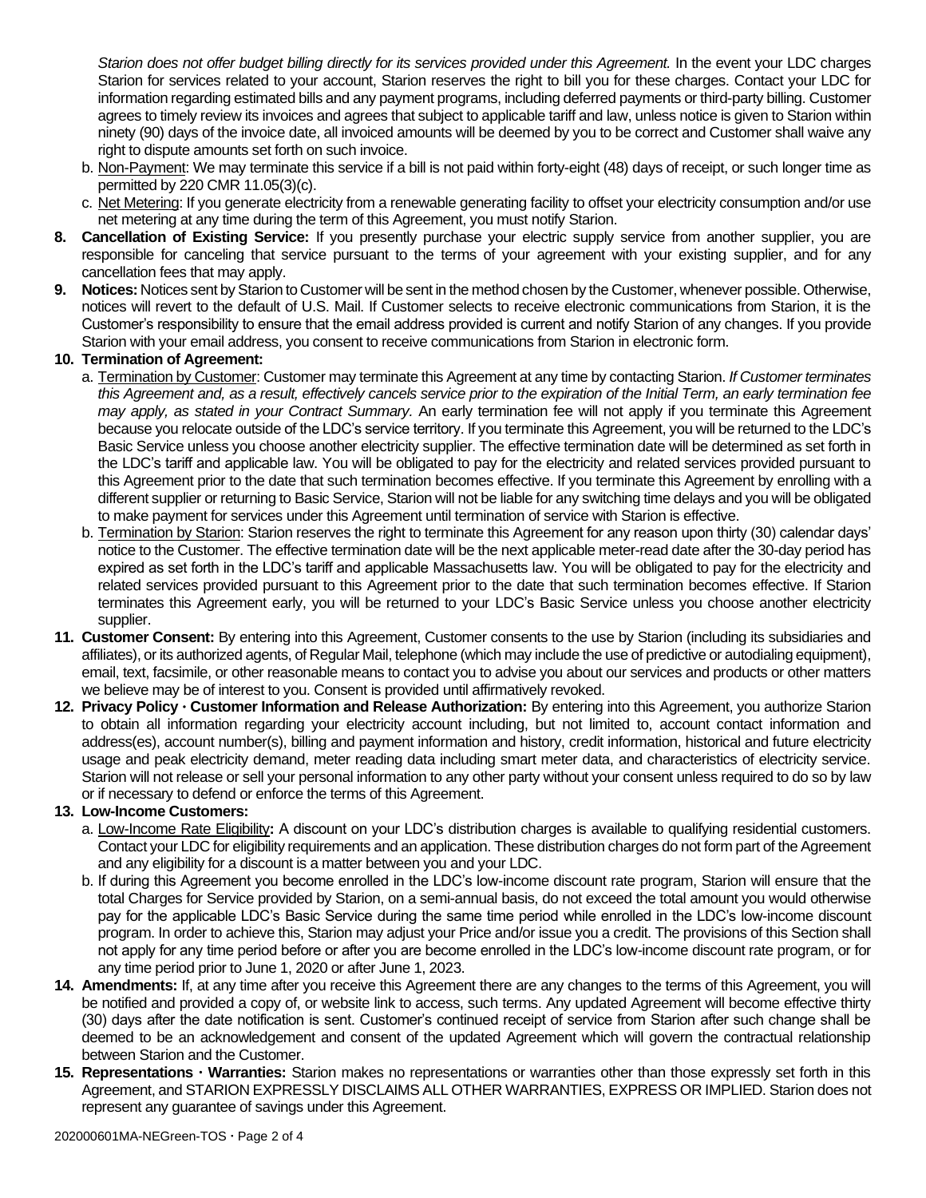*Starion does not offer budget billing directly for its services provided under this Agreement.* In the event your LDC charges Starion for services related to your account, Starion reserves the right to bill you for these charges. Contact your LDC for information regarding estimated bills and any payment programs, including deferred payments or third-party billing. Customer agrees to timely review its invoices and agrees that subject to applicable tariff and law, unless notice is given to Starion within ninety (90) days of the invoice date, all invoiced amounts will be deemed by you to be correct and Customer shall waive any right to dispute amounts set forth on such invoice.

b. Non-Payment: We may terminate this service if a bill is not paid within forty-eight (48) days of receipt, or such longer time as permitted by 220 CMR 11.05(3)(c).

c. Net Metering: If you generate electricity from a renewable generating facility to offset your electricity consumption and/or use net metering at any time during the term of this Agreement, you must notify Starion.

**8. Cancellation of Existing Service:** If you presently purchase your electric supply service from another supplier, you are responsible for canceling that service pursuant to the terms of your agreement with your existing supplier, and for any cancellation fees that may apply.

**9. Notices:** Notices sent by Starion to Customer will be sent in the method chosen by the Customer, whenever possible. Otherwise, notices will revert to the default of U.S. Mail. If Customer selects to receive electronic communications from Starion, it is the Customer's responsibility to ensure that the email address provided is current and notify Starion of any changes. If you provide Starion with your email address, you consent to receive communications from Starion in electronic form.

**10. Termination of Agreement:**

a. Termination by Customer: Customer may terminate this Agreement at any time by contacting Starion. *If Customer terminates this Agreement and, as a result, effectively cancels service prior to the expiration of the Initial Term, an early termination fee may apply, as stated in your Contract Summary.* An early termination fee will not apply if you terminate this Agreement because you relocate outside of the LDC's service territory. If you terminate this Agreement, you will be returned to the LDC's Basic Service unless you choose another electricity supplier. The effective termination date will be determined as set forth in the LDC's tariff and applicable law. You will be obligated to pay for the electricity and related services provided pursuant to this Agreement prior to the date that such termination becomes effective. If you terminate this Agreement by enrolling with a different supplier or returning to Basic Service, Starion will not be liable for any switching time delays and you will be obligated to make payment for services under this Agreement until termination of service with Starion is effective.

b. Termination by Starion: Starion reserves the right to terminate this Agreement for any reason upon thirty (30) calendar days' notice to the Customer. The effective termination date will be the next applicable meter-read date after the 30-day period has expired as set forth in the LDC's tariff and applicable Massachusetts law. You will be obligated to pay for the electricity and related services provided pursuant to this Agreement prior to the date that such termination becomes effective. If Starion terminates this Agreement early, you will be returned to your LDC's Basic Service unless you choose another electricity supplier.

**11. Customer Consent:** By entering into this Agreement, Customer consents to the use by Starion (including its subsidiaries and affiliates), or its authorized agents, of Regular Mail, telephone (which may include the use of predictive or autodialing equipment), email, text, facsimile, or other reasonable means to contact you to advise you about our services and products or other matters we believe may be of interest to you. Consent is provided until affirmatively revoked.

**12. Privacy Policy · Customer Information and Release Authorization:** By entering into this Agreement, you authorize Starion to obtain all information regarding your electricity account including, but not limited to, account contact information and address(es), account number(s), billing and payment information and history, credit information, historical and future electricity usage and peak electricity demand, meter reading data including smart meter data, and characteristics of electricity service. Starion will not release or sell your personal information to any other party without your consent unless required to do so by law or if necessary to defend or enforce the terms of this Agreement.

**13. Low-Income Customers:**

a. Low-Income Rate Eligibility**:** A discount on your LDC's distribution charges is available to qualifying residential customers. Contact your LDC for eligibility requirements and an application. These distribution charges do not form part of the Agreement and any eligibility for a discount is a matter between you and your LDC.

b. If during this Agreement you become enrolled in the LDC's low-income discount rate program, Starion will ensure that the total Charges for Service provided by Starion, on a semi-annual basis, do not exceed the total amount you would otherwise pay for the applicable LDC's Basic Service during the same time period while enrolled in the LDC's low-income discount program. In order to achieve this, Starion may adjust your Price and/or issue you a credit. The provisions of this Section shall not apply for any time period before or after you are become enrolled in the LDC's low-income discount rate program, or for any time period prior to June 1, 2020 or after June 1, 2023.

**14. Amendments:** If, at any time after you receive this Agreement there are any changes to the terms of this Agreement, you will be notified and provided a copy of, or website link to access, such terms. Any updated Agreement will become effective thirty (30) days after the date notification is sent. Customer's continued receipt of service from Starion after such change shall be deemed to be an acknowledgement and consent of the updated Agreement which will govern the contractual relationship between Starion and the Customer.

**15. Representations · Warranties:** Starion makes no representations or warranties other than those expressly set forth in this Agreement, and STARION EXPRESSLY DISCLAIMS ALL OTHER WARRANTIES, EXPRESS OR IMPLIED. Starion does not represent any guarantee of savings under this Agreement.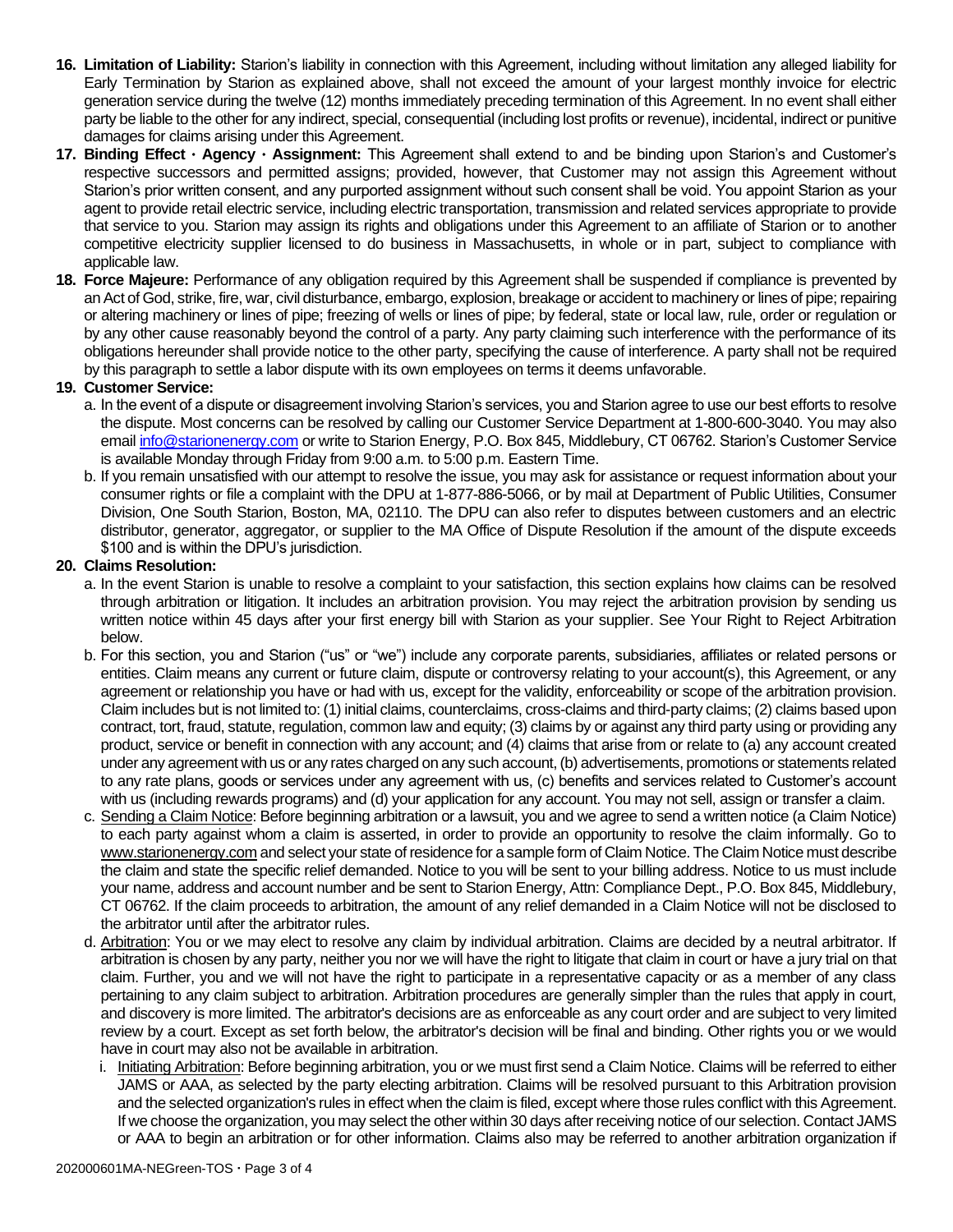16. **Limitation of Liability:** Starion's liability in connection with this Agreement, including without limitation any alleged liability for Early Termination by Starion as explained above, shall not exceed the amount of your largest monthly invoice for electric generation service during the twelve (12) months immediately preceding termination of this Agreement. In no event shall either party be liable to the other for any indirect, special, consequential (including lost profits or revenue), incidental, indirect or punitive damages for claims arising under this Agreement.

17. **Binding Effect · Agency · Assignment:** This Agreement shall extend to and be binding upon Starion's and Customer's respective successors and permitted assigns; provided, however, that Customer may not assign this Agreement without Starion's prior written consent, and any purported assignment without such consent shall be void. You appoint Starion as your agent to provide retail electric service, including electric transportation, transmission and related services appropriate to provide that service to you. Starion may assign its rights and obligations under this Agreement to an affiliate of Starion or to another competitive electricity supplier licensed to do business in Massachusetts, in whole or in part, subject to compliance with applicable law.

18. **Force Majeure:** Performance of any obligation required by this Agreement shall be suspended if compliance is prevented by an Act of God, strike, fire, war, civil disturbance, embargo, explosion, breakage or accident to machinery or lines of pipe; repairing or altering machinery or lines of pipe; freezing of wells or lines of pipe; by federal, state or local law, rule, order or regulation or by any other cause reasonably beyond the control of a party. Any party claiming such interference with the performance of its obligations hereunder shall provide notice to the other party, specifying the cause of interference. A party shall not be required by this paragraph to settle a labor dispute with its own employees on terms it deems unfavorable.

19. **Customer Service:**
    a. In the event of a dispute or disagreement involving Starion's services, you and Starion agree to use our best efforts to resolve the dispute. Most concerns can be resolved by calling our Customer Service Department at 1-800-600-3040. You may also email info@starionenergy.com or write to Starion Energy, P.O. Box 845, Middlebury, CT 06762. Starion's Customer Service is available Monday through Friday from 9:00 a.m. to 5:00 p.m. Eastern Time.
    b. If you remain unsatisfied with our attempt to resolve the issue, you may ask for assistance or request information about your consumer rights or file a complaint with the DPU at 1-877-886-5066, or by mail at Department of Public Utilities, Consumer Division, One South Starion, Boston, MA, 02110. The DPU can also refer to disputes between customers and an electric distributor, generator, aggregator, or supplier to the MA Office of Dispute Resolution if the amount of the dispute exceeds $100 and is within the DPU's jurisdiction.

20. **Claims Resolution:**
    a. In the event Starion is unable to resolve a complaint to your satisfaction, this section explains how claims can be resolved through arbitration or litigation. It includes an arbitration provision. You may reject the arbitration provision by sending us written notice within 45 days after your first energy bill with Starion as your supplier. See Your Right to Reject Arbitration below.
    b. For this section, you and Starion ("us" or "we") include any corporate parents, subsidiaries, affiliates or related persons or entities. Claim means any current or future claim, dispute or controversy relating to your account(s), this Agreement, or any agreement or relationship you have or had with us, except for the validity, enforceability or scope of the arbitration provision. Claim includes but is not limited to: (1) initial claims, counterclaims, cross-claims and third-party claims; (2) claims based upon contract, tort, fraud, statute, regulation, common law and equity; (3) claims by or against any third party using or providing any product, service or benefit in connection with any account; and (4) claims that arise from or relate to (a) any account created under any agreement with us or any rates charged on any such account, (b) advertisements, promotions or statements related to any rate plans, goods or services under any agreement with us, (c) benefits and services related to Customer's account with us (including rewards programs) and (d) your application for any account. You may not sell, assign or transfer a claim.
    c. Sending a Claim Notice: Before beginning arbitration or a lawsuit, you and we agree to send a written notice (a Claim Notice) to each party against whom a claim is asserted, in order to provide an opportunity to resolve the claim informally. Go to www.starionenergy.com and select your state of residence for a sample form of Claim Notice. The Claim Notice must describe the claim and state the specific relief demanded. Notice to you will be sent to your billing address. Notice to us must include your name, address and account number and be sent to Starion Energy, Attn: Compliance Dept., P.O. Box 845, Middlebury, CT 06762. If the claim proceeds to arbitration, the amount of any relief demanded in a Claim Notice will not be disclosed to the arbitrator until after the arbitrator rules.
    d. Arbitration: You or we may elect to resolve any claim by individual arbitration. Claims are decided by a neutral arbitrator. If arbitration is chosen by any party, neither you nor we will have the right to litigate that claim in court or have a jury trial on that claim. Further, you and we will not have the right to participate in a representative capacity or as a member of any class pertaining to any claim subject to arbitration. Arbitration procedures are generally simpler than the rules that apply in court, and discovery is more limited. The arbitrator's decisions are as enforceable as any court order and are subject to very limited review by a court. Except as set forth below, the arbitrator's decision will be final and binding. Other rights you or we would have in court may also not be available in arbitration.
        i. Initiating Arbitration: Before beginning arbitration, you or we must first send a Claim Notice. Claims will be referred to either JAMS or AAA, as selected by the party electing arbitration. Claims will be resolved pursuant to this Arbitration provision and the selected organization's rules in effect when the claim is filed, except where those rules conflict with this Agreement. If we choose the organization, you may select the other within 30 days after receiving notice of our selection. Contact JAMS or AAA to begin an arbitration or for other information. Claims also may be referred to another arbitration organization if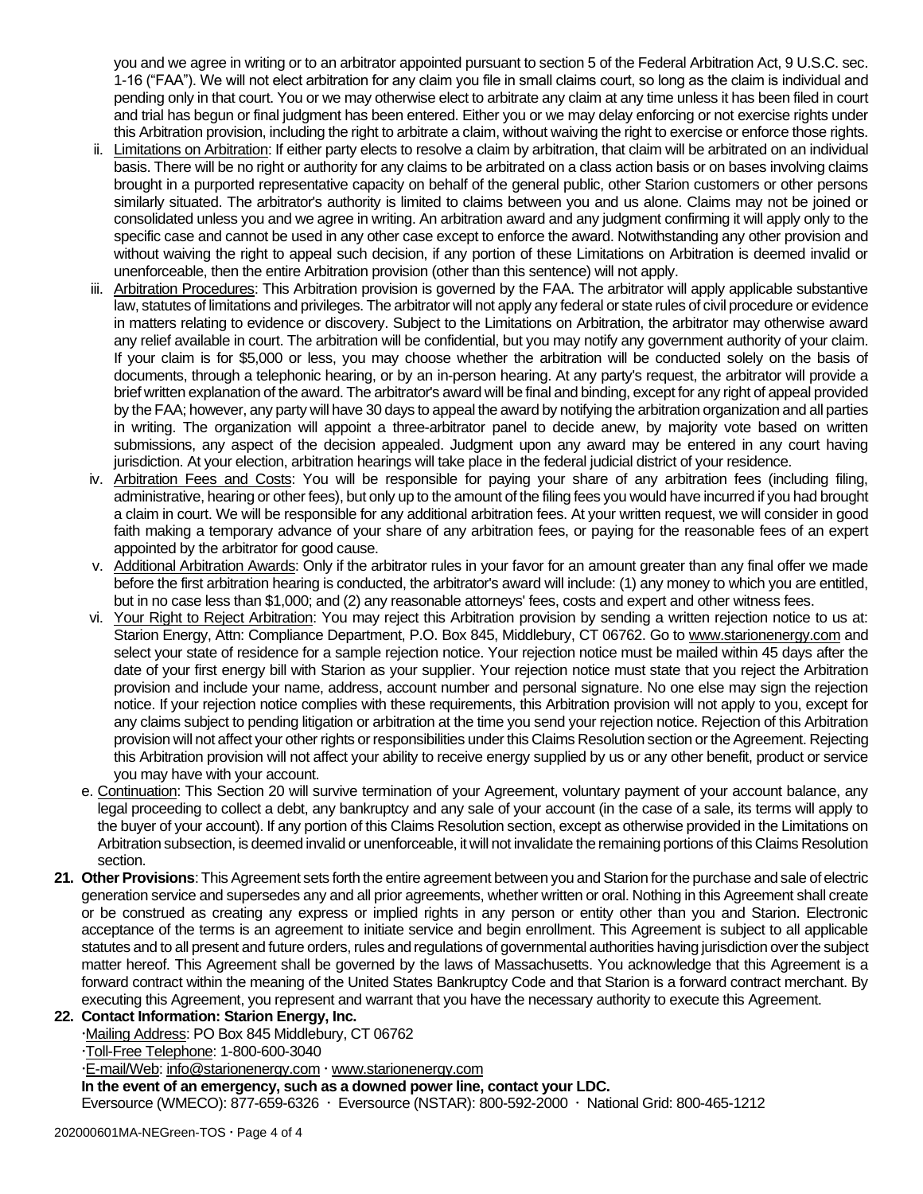you and we agree in writing or to an arbitrator appointed pursuant to section 5 of the Federal Arbitration Act, 9 U.S.C. sec. 1-16 ("FAA"). We will not elect arbitration for any claim you file in small claims court, so long as the claim is individual and pending only in that court. You or we may otherwise elect to arbitrate any claim at any time unless it has been filed in court and trial has begun or final judgment has been entered. Either you or we may delay enforcing or not exercise rights under this Arbitration provision, including the right to arbitrate a claim, without waiving the right to exercise or enforce those rights.

ii. Limitations on Arbitration: If either party elects to resolve a claim by arbitration, that claim will be arbitrated on an individual basis. There will be no right or authority for any claims to be arbitrated on a class action basis or on bases involving claims brought in a purported representative capacity on behalf of the general public, other Starion customers or other persons similarly situated. The arbitrator's authority is limited to claims between you and us alone. Claims may not be joined or consolidated unless you and we agree in writing. An arbitration award and any judgment confirming it will apply only to the specific case and cannot be used in any other case except to enforce the award. Notwithstanding any other provision and without waiving the right to appeal such decision, if any portion of these Limitations on Arbitration is deemed invalid or unenforceable, then the entire Arbitration provision (other than this sentence) will not apply.

iii. Arbitration Procedures: This Arbitration provision is governed by the FAA. The arbitrator will apply applicable substantive law, statutes of limitations and privileges. The arbitrator will not apply any federal or state rules of civil procedure or evidence in matters relating to evidence or discovery. Subject to the Limitations on Arbitration, the arbitrator may otherwise award any relief available in court. The arbitration will be confidential, but you may notify any government authority of your claim. If your claim is for $5,000 or less, you may choose whether the arbitration will be conducted solely on the basis of documents, through a telephonic hearing, or by an in-person hearing. At any party's request, the arbitrator will provide a brief written explanation of the award. The arbitrator's award will be final and binding, except for any right of appeal provided by the FAA; however, any party will have 30 days to appeal the award by notifying the arbitration organization and all parties in writing. The organization will appoint a three-arbitrator panel to decide anew, by majority vote based on written submissions, any aspect of the decision appealed. Judgment upon any award may be entered in any court having jurisdiction. At your election, arbitration hearings will take place in the federal judicial district of your residence.

iv. Arbitration Fees and Costs: You will be responsible for paying your share of any arbitration fees (including filing, administrative, hearing or other fees), but only up to the amount of the filing fees you would have incurred if you had brought a claim in court. We will be responsible for any additional arbitration fees. At your written request, we will consider in good faith making a temporary advance of your share of any arbitration fees, or paying for the reasonable fees of an expert appointed by the arbitrator for good cause.

v. Additional Arbitration Awards: Only if the arbitrator rules in your favor for an amount greater than any final offer we made before the first arbitration hearing is conducted, the arbitrator's award will include: (1) any money to which you are entitled, but in no case less than $1,000; and (2) any reasonable attorneys' fees, costs and expert and other witness fees.

vi. Your Right to Reject Arbitration: You may reject this Arbitration provision by sending a written rejection notice to us at: Starion Energy, Attn: Compliance Department, P.O. Box 845, Middlebury, CT 06762. Go to www.starionenergy.com and select your state of residence for a sample rejection notice. Your rejection notice must be mailed within 45 days after the date of your first energy bill with Starion as your supplier. Your rejection notice must state that you reject the Arbitration provision and include your name, address, account number and personal signature. No one else may sign the rejection notice. If your rejection notice complies with these requirements, this Arbitration provision will not apply to you, except for any claims subject to pending litigation or arbitration at the time you send your rejection notice. Rejection of this Arbitration provision will not affect your other rights or responsibilities under this Claims Resolution section or the Agreement. Rejecting this Arbitration provision will not affect your ability to receive energy supplied by us or any other benefit, product or service you may have with your account.

e. Continuation: This Section 20 will survive termination of your Agreement, voluntary payment of your account balance, any legal proceeding to collect a debt, any bankruptcy and any sale of your account (in the case of a sale, its terms will apply to the buyer of your account). If any portion of this Claims Resolution section, except as otherwise provided in the Limitations on Arbitration subsection, is deemed invalid or unenforceable, it will not invalidate the remaining portions of this Claims Resolution section.

**21. Other Provisions**: This Agreement sets forth the entire agreement between you and Starion for the purchase and sale of electric generation service and supersedes any and all prior agreements, whether written or oral. Nothing in this Agreement shall create or be construed as creating any express or implied rights in any person or entity other than you and Starion. Electronic acceptance of the terms is an agreement to initiate service and begin enrollment. This Agreement is subject to all applicable statutes and to all present and future orders, rules and regulations of governmental authorities having jurisdiction over the subject matter hereof. This Agreement shall be governed by the laws of Massachusetts. You acknowledge that this Agreement is a forward contract within the meaning of the United States Bankruptcy Code and that Starion is a forward contract merchant. By executing this Agreement, you represent and warrant that you have the necessary authority to execute this Agreement.

**22. Contact Information: Starion Energy, Inc.**

·Mailing Address: PO Box 845 Middlebury, CT 06762

·Toll-Free Telephone: 1-800-600-3040

·E-mail/Web: info@starionenergy.com · www.starionenergy.com

**In the event of an emergency, such as a downed power line, contact your LDC.**

Eversource (WMECO): 877-659-6326 · Eversource (NSTAR): 800-592-2000 · National Grid: 800-465-1212

202000601MA-NEGreen-TOS